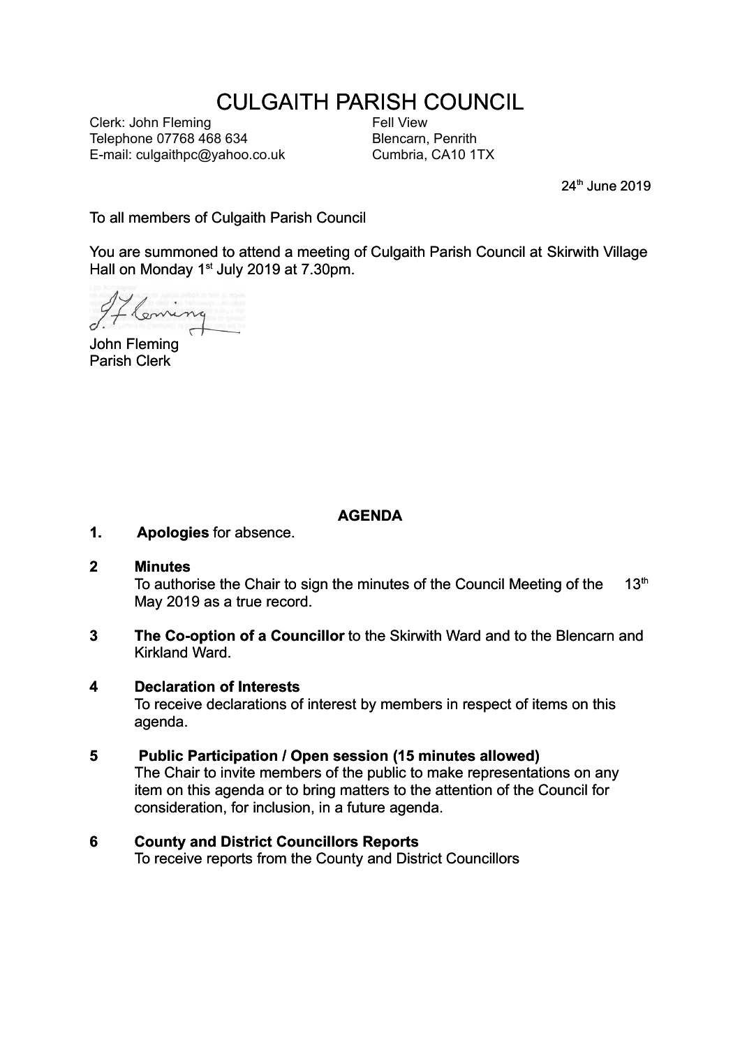# CULGAITH PARISH COUNCIL

Clerk: John Fleming
Telephone 07768 468 634
E-mail: culgaithpc@yahoo.co.uk

Fell View
Blencarn, Penrith
Cumbria, CA10 1TX

24th June 2019

To all members of Culgaith Parish Council

You are summoned to attend a meeting of Culgaith Parish Council at Skirwith Village Hall on Monday 1st July 2019 at 7.30pm.

J.F. Fleming

John Fleming
Parish Clerk

## AGENDA

**1. Apologies** for absence.

**2 Minutes**
To authorise the Chair to sign the minutes of the Council Meeting of the 13th May 2019 as a true record.

**3 The Co-option of a Councillor** to the Skirwith Ward and to the Blencarn and Kirkland Ward.

**4 Declaration of Interests**
To receive declarations of interest by members in respect of items on this agenda.

**5 Public Participation / Open session (15 minutes allowed)**
The Chair to invite members of the public to make representations on any item on this agenda or to bring matters to the attention of the Council for consideration, for inclusion, in a future agenda.

**6 County and District Councillors Reports**
To receive reports from the County and District Councillors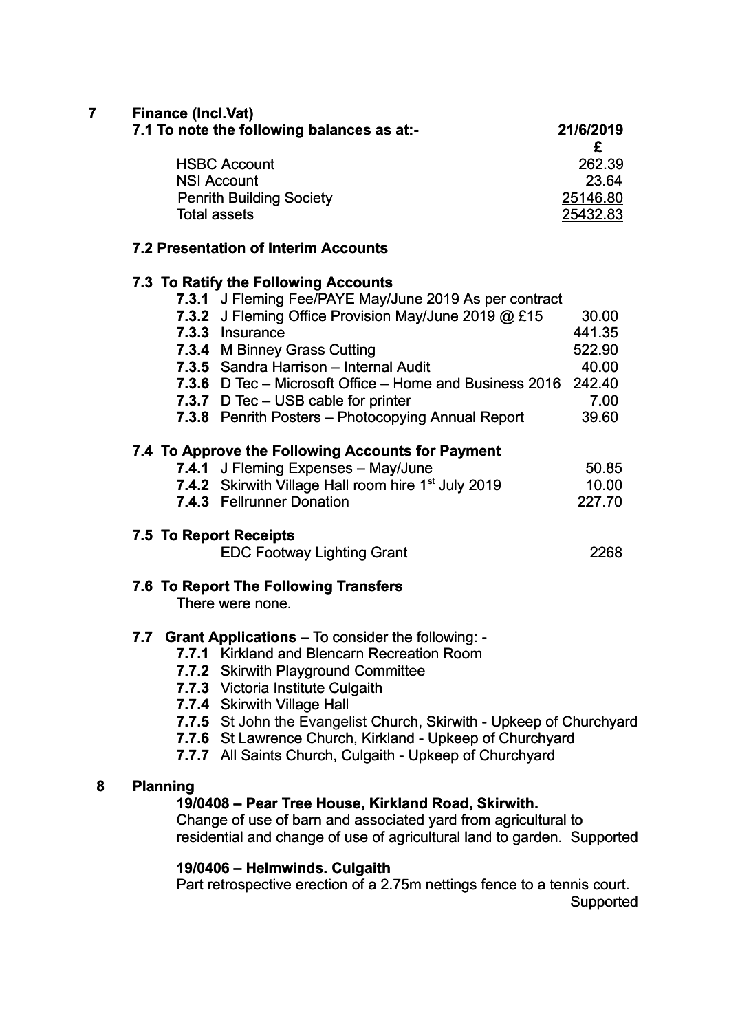## 7 Finance (Incl.Vat)

### 7.1 To note the following balances as at:-

| | 21/6/2019 £ |
|---|---|
| HSBC Account | 262.39 |
| NSI Account | 23.64 |
| Penrith Building Society | 25146.80 |
| Total assets | 25432.83 |

### 7.2 Presentation of Interim Accounts

### 7.3 To Ratify the Following Accounts

| | | |
|---|---|---|
| **7.3.1** | J Fleming Fee/PAYE May/June 2019 As per contract | |
| **7.3.2** | J Fleming Office Provision May/June 2019 @ £15 | 30.00 |
| **7.3.3** | Insurance | 441.35 |
| **7.3.4** | M Binney Grass Cutting | 522.90 |
| **7.3.5** | Sandra Harrison – Internal Audit | 40.00 |
| **7.3.6** | D Tec – Microsoft Office – Home and Business 2016 | 242.40 |
| **7.3.7** | D Tec – USB cable for printer | 7.00 |
| **7.3.8** | Penrith Posters – Photocopying Annual Report | 39.60 |

### 7.4 To Approve the Following Accounts for Payment

| | | |
|---|---|---|
| **7.4.1** | J Fleming Expenses – May/June | 50.85 |
| **7.4.2** | Skirwith Village Hall room hire 1st July 2019 | 10.00 |
| **7.4.3** | Fellrunner Donation | 227.70 |

### 7.5 To Report Receipts

| | |
|---|---|
| EDC Footway Lighting Grant | 2268 |

### 7.6 To Report The Following Transfers

There were none.

### 7.7 Grant Applications – To consider the following: -

- **7.7.1** Kirkland and Blencarn Recreation Room
- **7.7.2** Skirwith Playground Committee
- **7.7.3** Victoria Institute Culgaith
- **7.7.4** Skirwith Village Hall
- **7.7.5** St John the Evangelist Church, Skirwith - Upkeep of Churchyard
- **7.7.6** St Lawrence Church, Kirkland - Upkeep of Churchyard
- **7.7.7** All Saints Church, Culgaith - Upkeep of Churchyard

## 8 Planning

**19/0408 – Pear Tree House, Kirkland Road, Skirwith.**

Change of use of barn and associated yard from agricultural to residential and change of use of agricultural land to garden. Supported

**19/0406 – Helmwinds. Culgaith**

Part retrospective erection of a 2.75m nettings fence to a tennis court. Supported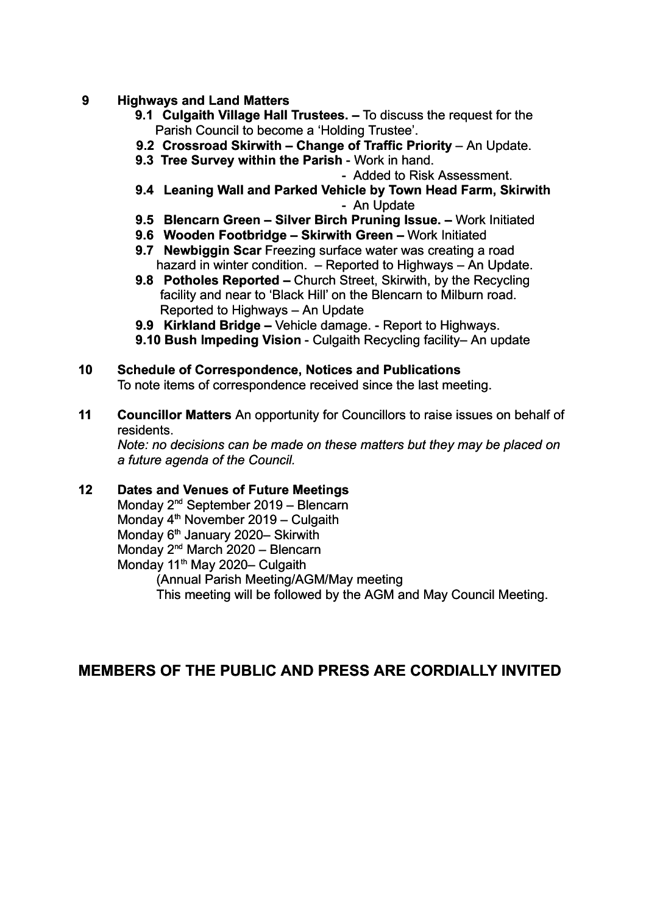**9 Highways and Land Matters**

- **9.1 Culgaith Village Hall Trustees. –** To discuss the request for the Parish Council to become a 'Holding Trustee'.
- **9.2 Crossroad Skirwith – Change of Traffic Priority** – An Update.
- **9.3 Tree Survey within the Parish** - Work in hand.
  - Added to Risk Assessment.
- **9.4 Leaning Wall and Parked Vehicle by Town Head Farm, Skirwith**
  - An Update
- **9.5 Blencarn Green – Silver Birch Pruning Issue. –** Work Initiated
- **9.6 Wooden Footbridge – Skirwith Green –** Work Initiated
- **9.7 Newbiggin Scar** Freezing surface water was creating a road hazard in winter condition. – Reported to Highways – An Update.
- **9.8 Potholes Reported –** Church Street, Skirwith, by the Recycling facility and near to 'Black Hill' on the Blencarn to Milburn road. Reported to Highways – An Update
- **9.9 Kirkland Bridge –** Vehicle damage. - Report to Highways.
- **9.10 Bush Impeding Vision** - Culgaith Recycling facility– An update

**10 Schedule of Correspondence, Notices and Publications**
To note items of correspondence received since the last meeting.

**11 Councillor Matters** An opportunity for Councillors to raise issues on behalf of residents.
*Note: no decisions can be made on these matters but they may be placed on a future agenda of the Council.*

**12 Dates and Venues of Future Meetings**
Monday 2nd September 2019 – Blencarn
Monday 4th November 2019 – Culgaith
Monday 6th January 2020– Skirwith
Monday 2nd March 2020 – Blencarn
Monday 11th May 2020– Culgaith
(Annual Parish Meeting/AGM/May meeting
This meeting will be followed by the AGM and May Council Meeting.

## MEMBERS OF THE PUBLIC AND PRESS ARE CORDIALLY INVITED